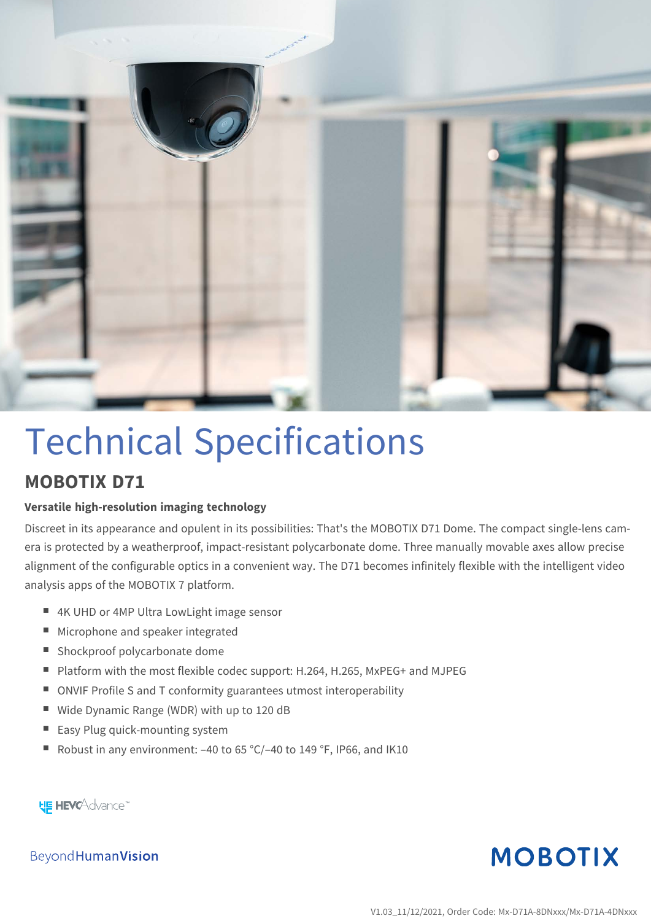# Technical Specifications

## MOBOTIX D71

### Versatile high-resolution imaging technology

Discreet in its appearance and opulent in its possibilities: That's the MOBOTIX D71 Dome. The compact single-lens camera is protected by a weatherproof, impact-resistant polycarbonate dome. Three manually movable axes allow precise alignment of the configurable optics in a convenient way. The D71 becomes infinitely flexible with the intelligent video analysis apps of the MOBOTIX 7 platform.

- 4K UHD or 4MP Ultra LowLight image sensor
- Microphone and speaker integrated
- Shockproof polycarbonate dome
- Platform with the most flexible codec support: H.264, H.265, MxPEG+ and MJPEG
- ONVIF Profile S and T conformity guarantees utmost interoperability
- Wide Dynamic Range (WDR) with up to 120 dB
- Easy Plug quick-mounting system
- Robust in any environment: –40 to 65 °C/–40 to 149 °F, IP66, and IK10

HEVCAdvance™

BeyondHumanVision

MOBOTIX

V1.03_11/12/2021, Order Code: Mx-D71A-8DNxxx/Mx-D71A-4DNxxx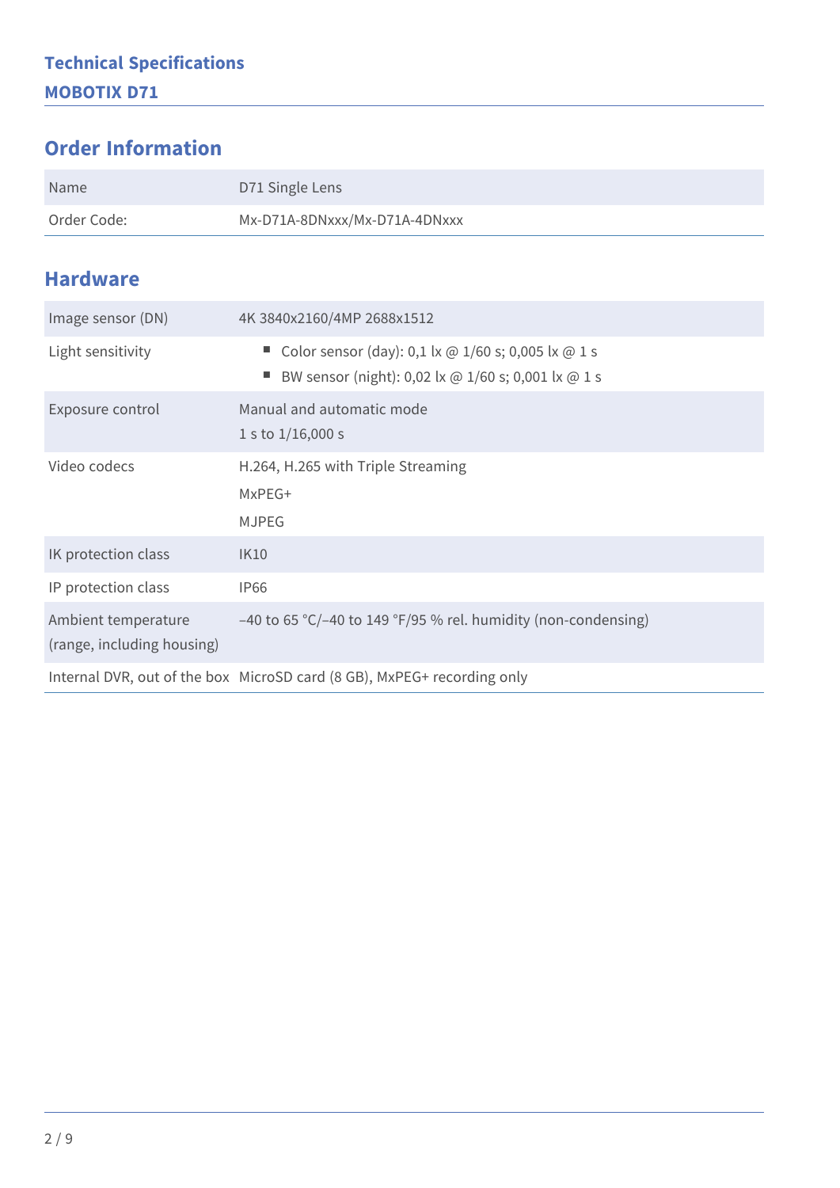# Technical Specifications

## MOBOTIX D71

## Order Information

| Name | D71 Single Lens |
| --- | --- |
| Order Code: | Mx-D71A-8DNxxx/Mx-D71A-4DNxxx |

## Hardware

| Image sensor (DN) | 4K 3840x2160/4MP 2688x1512 |
| --- | --- |
| Light sensitivity | ■ Color sensor (day): 0,1 lx @ 1/60 s; 0,005 lx @ 1 s<br>■ BW sensor (night): 0,02 lx @ 1/60 s; 0,001 lx @ 1 s |
| Exposure control | Manual and automatic mode<br>1 s to 1/16,000 s |
| Video codecs | H.264, H.265 with Triple Streaming<br>MxPEG+<br>MJPEG |
| IK protection class | IK10 |
| IP protection class | IP66 |
| Ambient temperature (range, including housing) | –40 to 65 °C/–40 to 149 °F/95 % rel. humidity (non-condensing) |
| Internal DVR, out of the box | MicroSD card (8 GB), MxPEG+ recording only |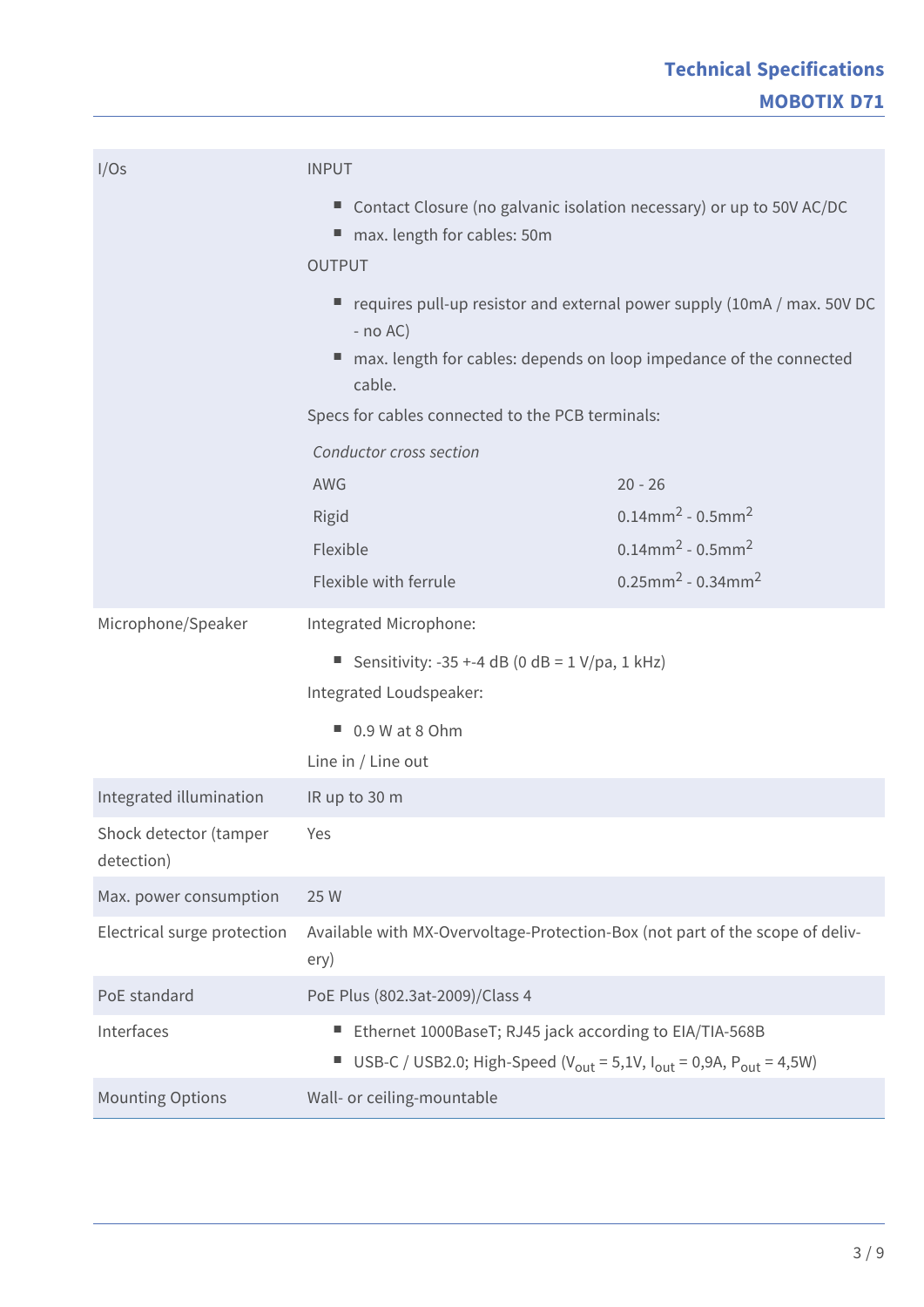| | |
|---|---|
| I/Os | INPUT<br>■ Contact Closure (no galvanic isolation necessary) or up to 50V AC/DC<br>■ max. length for cables: 50m<br>OUTPUT<br>■ requires pull-up resistor and external power supply (10mA / max. 50V DC - no AC)<br>■ max. length for cables: depends on loop impedance of the connected cable.<br>Specs for cables connected to the PCB terminals:<br>*Conductor cross section*<br>AWG: 20 - 26<br>Rigid: $0.14mm^2$ - $0.5mm^2$<br>Flexible: $0.14mm^2$ - $0.5mm^2$<br>Flexible with ferrule: $0.25mm^2$ - $0.34mm^2$ |
| Microphone/Speaker | Integrated Microphone:<br>■ Sensitivity: -35 +-4 dB (0 dB = 1 V/pa, 1 kHz)<br>Integrated Loudspeaker:<br>■ 0.9 W at 8 Ohm<br>Line in / Line out |
| Integrated illumination | IR up to 30 m |
| Shock detector (tamper detection) | Yes |
| Max. power consumption | 25 W |
| Electrical surge protection | Available with MX-Overvoltage-Protection-Box (not part of the scope of delivery) |
| PoE standard | PoE Plus (802.3at-2009)/Class 4 |
| Interfaces | ■ Ethernet 1000BaseT; RJ45 jack according to EIA/TIA-568B<br>■ USB-C / USB2.0; High-Speed ($V_{out}$ = 5,1V, $I_{out}$ = 0,9A, $P_{out}$ = 4,5W) |
| Mounting Options | Wall- or ceiling-mountable |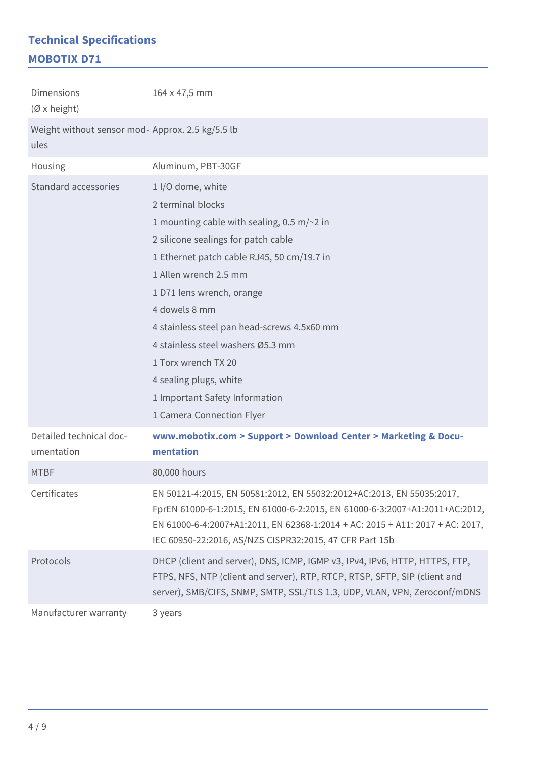## Technical Specifications

### MOBOTIX D71

| | |
|---|---|
| Dimensions (Ø x height) | 164 x 47,5 mm |
| Weight without sensor modules | Approx. 2.5 kg/5.5 lb |
| Housing | Aluminum, PBT-30GF |
| Standard accessories | 1 I/O dome, white<br>2 terminal blocks<br>1 mounting cable with sealing, 0.5 m/~2 in<br>2 silicone sealings for patch cable<br>1 Ethernet patch cable RJ45, 50 cm/19.7 in<br>1 Allen wrench 2.5 mm<br>1 D71 lens wrench, orange<br>4 dowels 8 mm<br>4 stainless steel pan head-screws 4.5x60 mm<br>4 stainless steel washers Ø5.3 mm<br>1 Torx wrench TX 20<br>4 sealing plugs, white<br>1 Important Safety Information<br>1 Camera Connection Flyer |
| Detailed technical documentation | **www.mobotix.com > Support > Download Center > Marketing & Documentation** |
| MTBF | 80,000 hours |
| Certificates | EN 50121-4:2015, EN 50581:2012, EN 55032:2012+AC:2013, EN 55035:2017, FprEN 61000-6-1:2015, EN 61000-6-2:2015, EN 61000-6-3:2007+A1:2011+AC:2012, EN 61000-6-4:2007+A1:2011, EN 62368-1:2014 + AC: 2015 + A11: 2017 + AC: 2017, IEC 60950-22:2016, AS/NZS CISPR32:2015, 47 CFR Part 15b |
| Protocols | DHCP (client and server), DNS, ICMP, IGMP v3, IPv4, IPv6, HTTP, HTTPS, FTP, FTPS, NFS, NTP (client and server), RTP, RTCP, RTSP, SFTP, SIP (client and server), SMB/CIFS, SNMP, SMTP, SSL/TLS 1.3, UDP, VLAN, VPN, Zeroconf/mDNS |
| Manufacturer warranty | 3 years |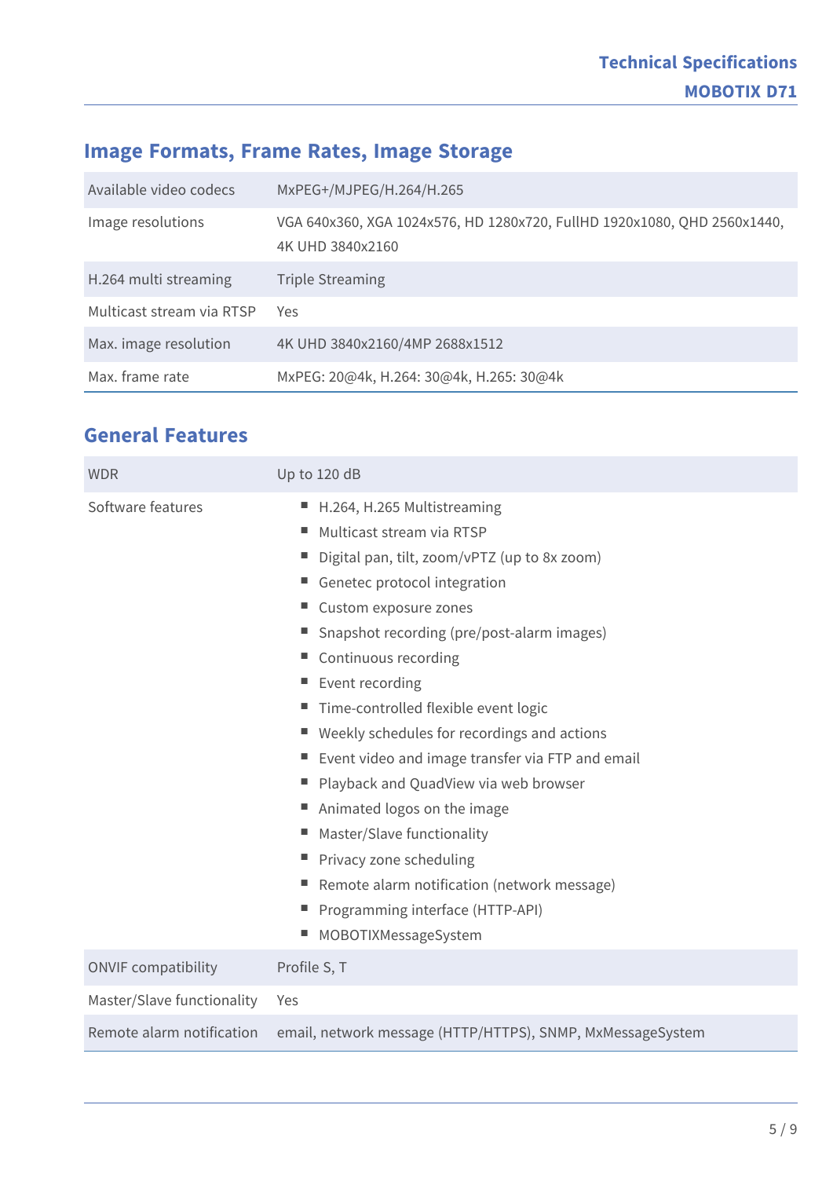## Image Formats, Frame Rates, Image Storage

| | |
|---|---|
| Available video codecs | MxPEG+/MJPEG/H.264/H.265 |
| Image resolutions | VGA 640x360, XGA 1024x576, HD 1280x720, FullHD 1920x1080, QHD 2560x1440, 4K UHD 3840x2160 |
| H.264 multi streaming | Triple Streaming |
| Multicast stream via RTSP | Yes |
| Max. image resolution | 4K UHD 3840x2160/4MP 2688x1512 |
| Max. frame rate | MxPEG: 20@4k, H.264: 30@4k, H.265: 30@4k |

## General Features

| | |
|---|---|
| WDR | Up to 120 dB |
| Software features | ■ H.264, H.265 Multistreaming<br>■ Multicast stream via RTSP<br>■ Digital pan, tilt, zoom/vPTZ (up to 8x zoom)<br>■ Genetec protocol integration<br>■ Custom exposure zones<br>■ Snapshot recording (pre/post-alarm images)<br>■ Continuous recording<br>■ Event recording<br>■ Time-controlled flexible event logic<br>■ Weekly schedules for recordings and actions<br>■ Event video and image transfer via FTP and email<br>■ Playback and QuadView via web browser<br>■ Animated logos on the image<br>■ Master/Slave functionality<br>■ Privacy zone scheduling<br>■ Remote alarm notification (network message)<br>■ Programming interface (HTTP-API)<br>■ MOBOTIXMessageSystem |
| ONVIF compatibility | Profile S, T |
| Master/Slave functionality | Yes |
| Remote alarm notification | email, network message (HTTP/HTTPS), SNMP, MxMessageSystem |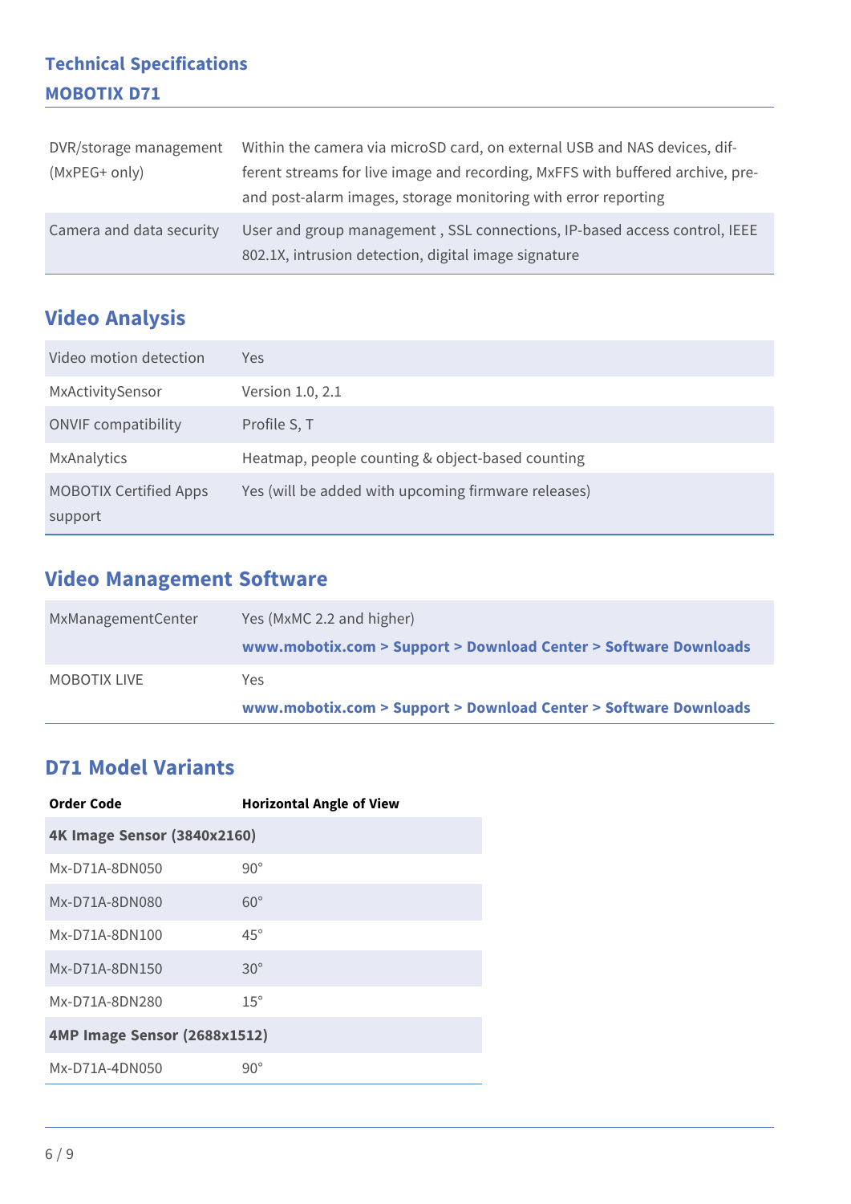## Technical Specifications

### MOBOTIX D71

| | |
|---|---|
| DVR/storage management (MxPEG+ only) | Within the camera via microSD card, on external USB and NAS devices, different streams for live image and recording, MxFFS with buffered archive, pre- and post-alarm images, storage monitoring with error reporting |
| Camera and data security | User and group management , SSL connections, IP-based access control, IEEE 802.1X, intrusion detection, digital image signature |

## Video Analysis

| | |
|---|---|
| Video motion detection | Yes |
| MxActivitySensor | Version 1.0, 2.1 |
| ONVIF compatibility | Profile S, T |
| MxAnalytics | Heatmap, people counting & object-based counting |
| MOBOTIX Certified Apps support | Yes (will be added with upcoming firmware releases) |

## Video Management Software

| | |
|---|---|
| MxManagementCenter | Yes (MxMC 2.2 and higher) **www.mobotix.com > Support > Download Center > Software Downloads** |
| MOBOTIX LIVE | Yes **www.mobotix.com > Support > Download Center > Software Downloads** |

## D71 Model Variants

| Order Code | Horizontal Angle of View |
|---|---|
| **4K Image Sensor (3840x2160)** | |
| Mx-D71A-8DN050 | 90° |
| Mx-D71A-8DN080 | 60° |
| Mx-D71A-8DN100 | 45° |
| Mx-D71A-8DN150 | 30° |
| Mx-D71A-8DN280 | 15° |
| **4MP Image Sensor (2688x1512)** | |
| Mx-D71A-4DN050 | 90° |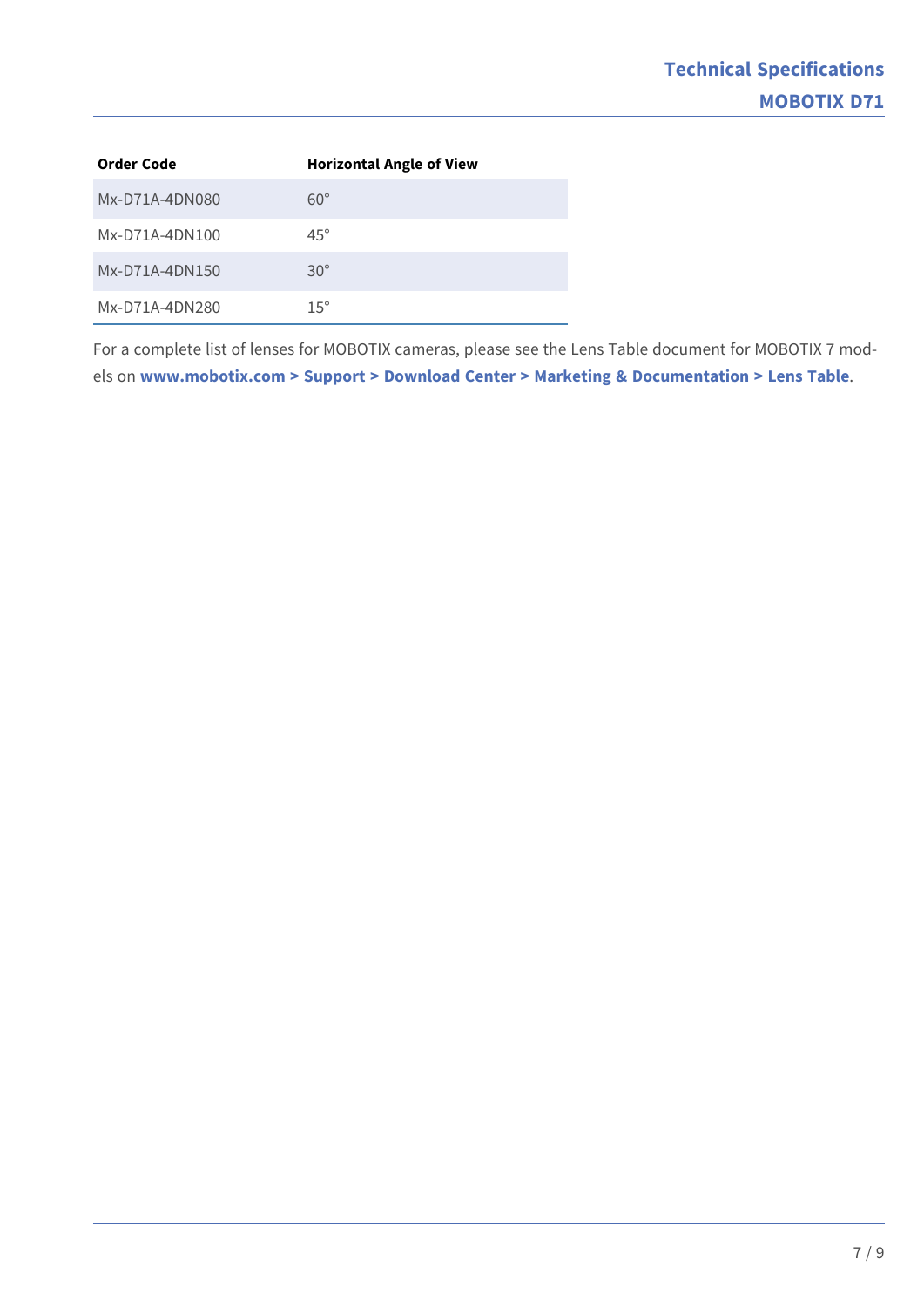| Order Code | Horizontal Angle of View |
| --- | --- |
| Mx-D71A-4DN080 | 60° |
| Mx-D71A-4DN100 | 45° |
| Mx-D71A-4DN150 | 30° |
| Mx-D71A-4DN280 | 15° |

For a complete list of lenses for MOBOTIX cameras, please see the Lens Table document for MOBOTIX 7 models on **www.mobotix.com > Support > Download Center > Marketing & Documentation > Lens Table**.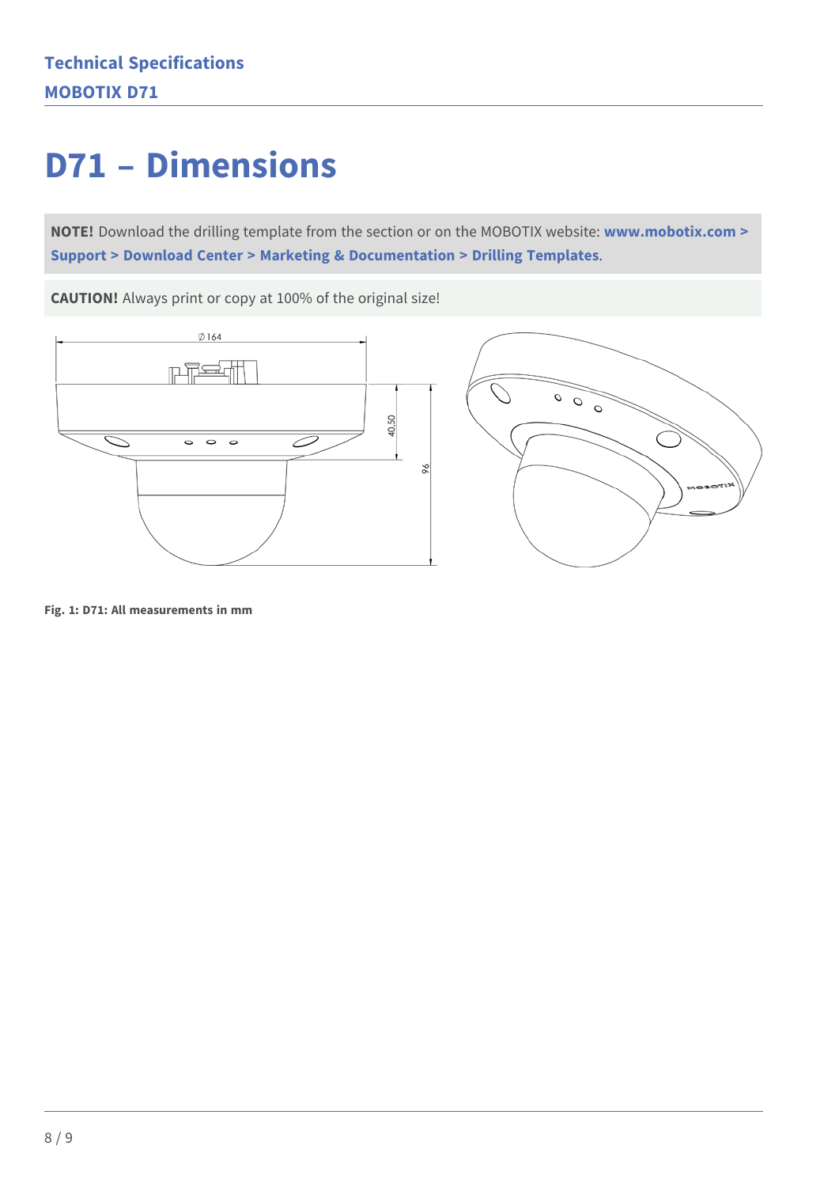# D71 – Dimensions

**NOTE!** Download the drilling template from the section or on the MOBOTIX website: **www.mobotix.com > Support > Download Center > Marketing & Documentation > Drilling Templates**.

**CAUTION!** Always print or copy at 100% of the original size!

**Fig. 1: D71: All measurements in mm**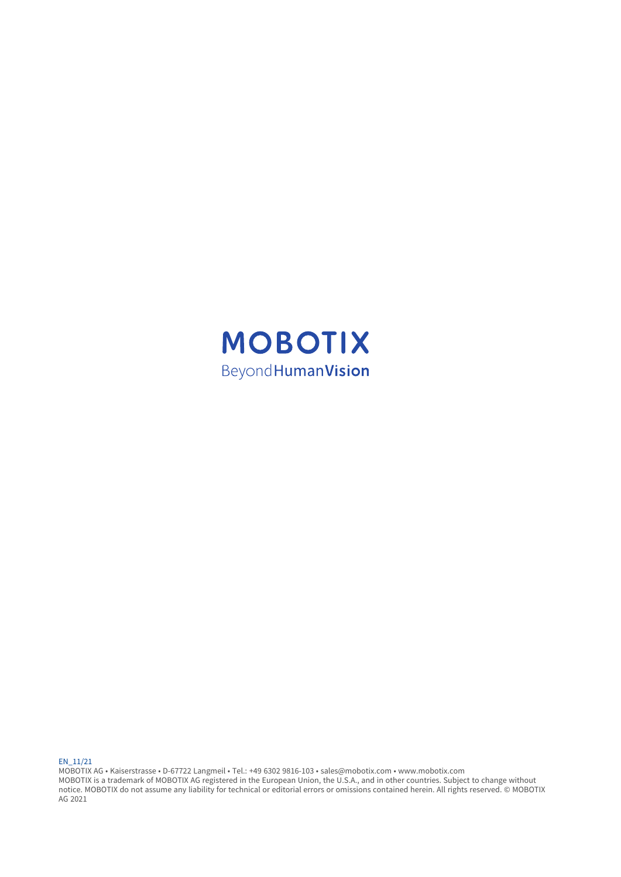MOBOTIX

BeyondHumanVision

EN_11/21

MOBOTIX AG • Kaiserstrasse • D-67722 Langmeil • Tel.: +49 6302 9816-103 • sales@mobotix.com • www.mobotix.com

MOBOTIX is a trademark of MOBOTIX AG registered in the European Union, the U.S.A., and in other countries. Subject to change without notice. MOBOTIX do not assume any liability for technical or editorial errors or omissions contained herein. All rights reserved. © MOBOTIX AG 2021